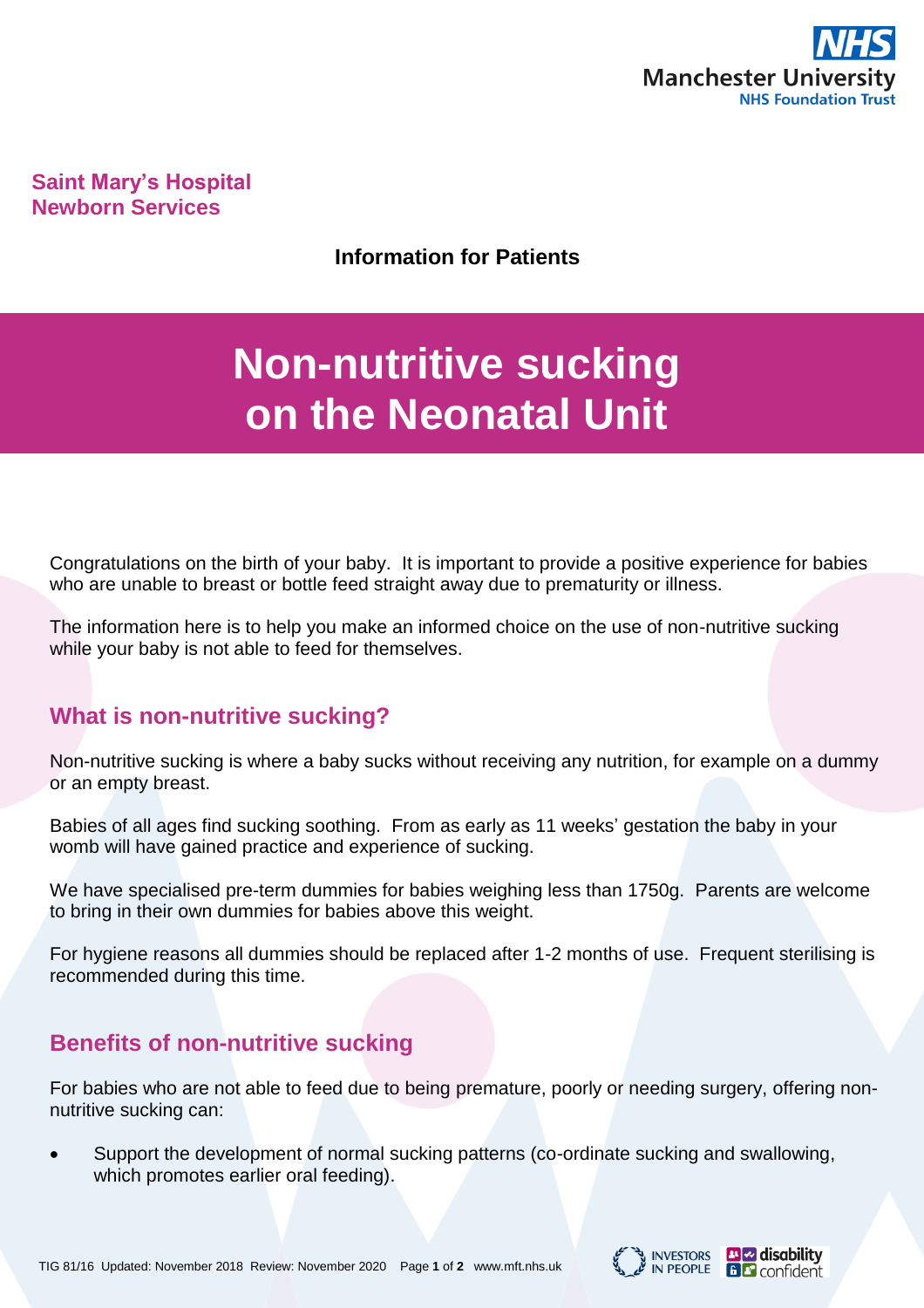Saint Mary's Hospital
Newborn Services

**Information for Patients**

# Non-nutritive sucking on the Neonatal Unit

Congratulations on the birth of your baby. It is important to provide a positive experience for babies who are unable to breast or bottle feed straight away due to prematurity or illness.

The information here is to help you make an informed choice on the use of non-nutritive sucking while your baby is not able to feed for themselves.

## What is non-nutritive sucking?

Non-nutritive sucking is where a baby sucks without receiving any nutrition, for example on a dummy or an empty breast.

Babies of all ages find sucking soothing. From as early as 11 weeks' gestation the baby in your womb will have gained practice and experience of sucking.

We have specialised pre-term dummies for babies weighing less than 1750g. Parents are welcome to bring in their own dummies for babies above this weight.

For hygiene reasons all dummies should be replaced after 1-2 months of use. Frequent sterilising is recommended during this time.

## Benefits of non-nutritive sucking

For babies who are not able to feed due to being premature, poorly or needing surgery, offering non-nutritive sucking can:

- Support the development of normal sucking patterns (co-ordinate sucking and swallowing, which promotes earlier oral feeding).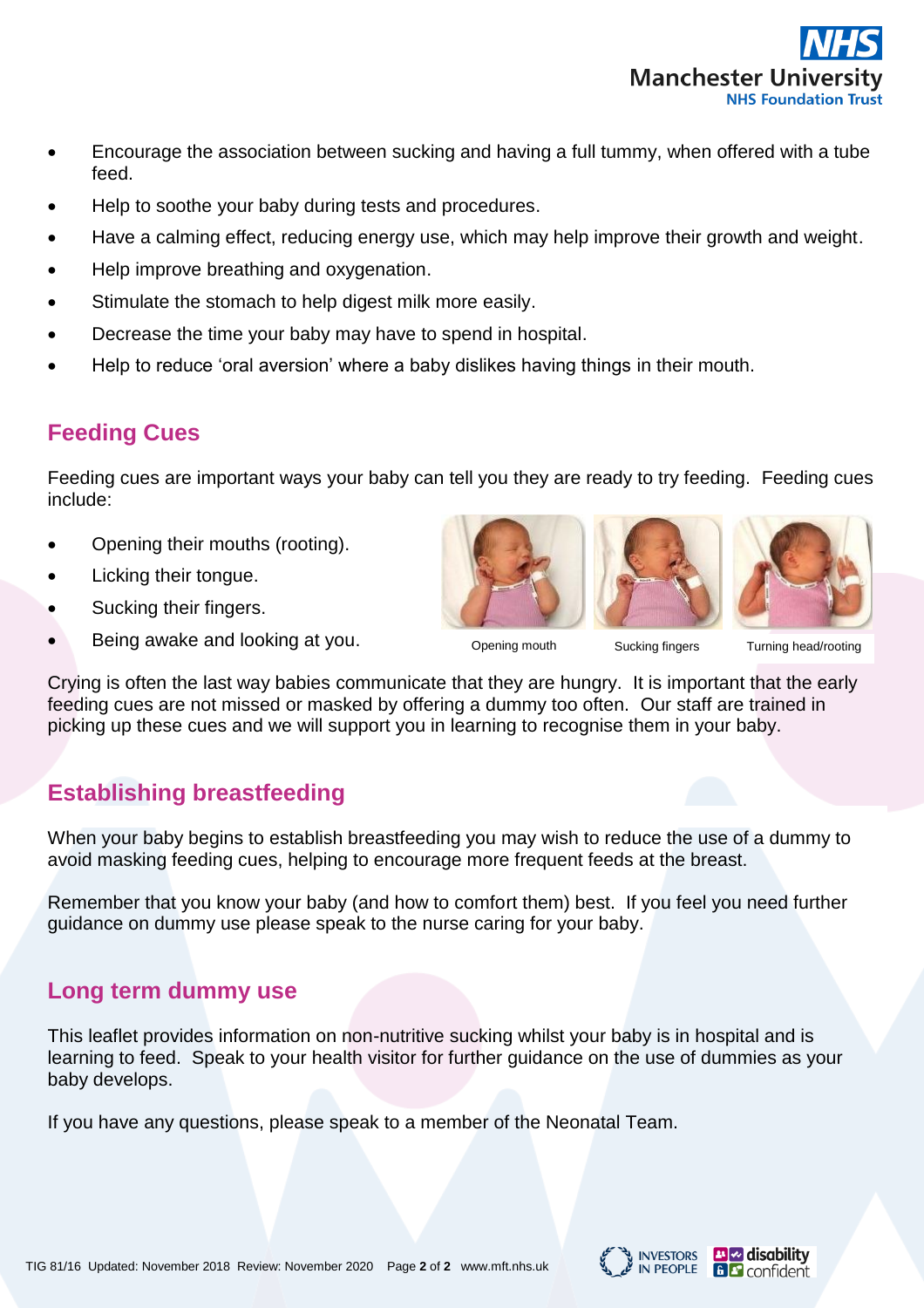- Encourage the association between sucking and having a full tummy, when offered with a tube feed.
- Help to soothe your baby during tests and procedures.
- Have a calming effect, reducing energy use, which may help improve their growth and weight.
- Help improve breathing and oxygenation.
- Stimulate the stomach to help digest milk more easily.
- Decrease the time your baby may have to spend in hospital.
- Help to reduce 'oral aversion' where a baby dislikes having things in their mouth.

## Feeding Cues

Feeding cues are important ways your baby can tell you they are ready to try feeding. Feeding cues include:

- Opening their mouths (rooting).
- Licking their tongue.
- Sucking their fingers.
- Being awake and looking at you.

Opening mouth

Sucking fingers

Turning head/rooting

Crying is often the last way babies communicate that they are hungry. It is important that the early feeding cues are not missed or masked by offering a dummy too often. Our staff are trained in picking up these cues and we will support you in learning to recognise them in your baby.

## Establishing breastfeeding

When your baby begins to establish breastfeeding you may wish to reduce the use of a dummy to avoid masking feeding cues, helping to encourage more frequent feeds at the breast.

Remember that you know your baby (and how to comfort them) best. If you feel you need further guidance on dummy use please speak to the nurse caring for your baby.

## Long term dummy use

This leaflet provides information on non-nutritive sucking whilst your baby is in hospital and is learning to feed. Speak to your health visitor for further guidance on the use of dummies as your baby develops.

If you have any questions, please speak to a member of the Neonatal Team.

TIG 81/16 Updated: November 2018 Review: November 2020